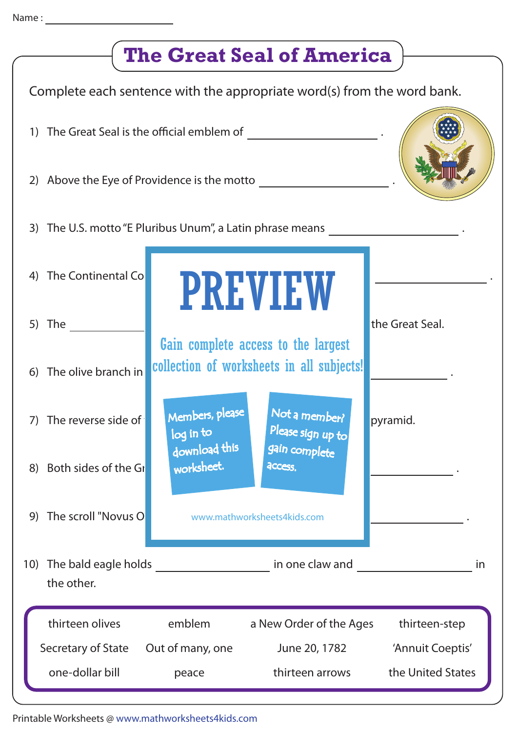Name : ____________________

# The Great Seal of America

Complete each sentence with the appropriate word(s) from the word bank.

1) The Great Seal is the official emblem of ____________________ .

2) Above the Eye of Providence is the motto ____________________ .

3) The U.S. motto "E Pluribus Unum", a Latin phrase means ____________________ .

4) The Continental Co ____________________ .

5) The ____________ the Great Seal.

6) The olive branch in ____________ .

7) The reverse side of pyramid.

8) Both sides of the Gr ____________ .

9) The scroll "Novus O ____________ .

10) The bald eagle holds ____________________ in one claw and ____________________ in the other.

PREVIEW

Gain complete access to the largest collection of worksheets in all subjects!

Members, please log in to download this worksheet.

Not a member? Please sign up to gain complete access.

www.mathworksheets4kids.com

| | | | |
|---|---|---|---|
| thirteen olives | emblem | a New Order of the Ages | thirteen-step |
| Secretary of State | Out of many, one | June 20, 1782 | 'Annuit Coeptis' |
| one-dollar bill | peace | thirteen arrows | the United States |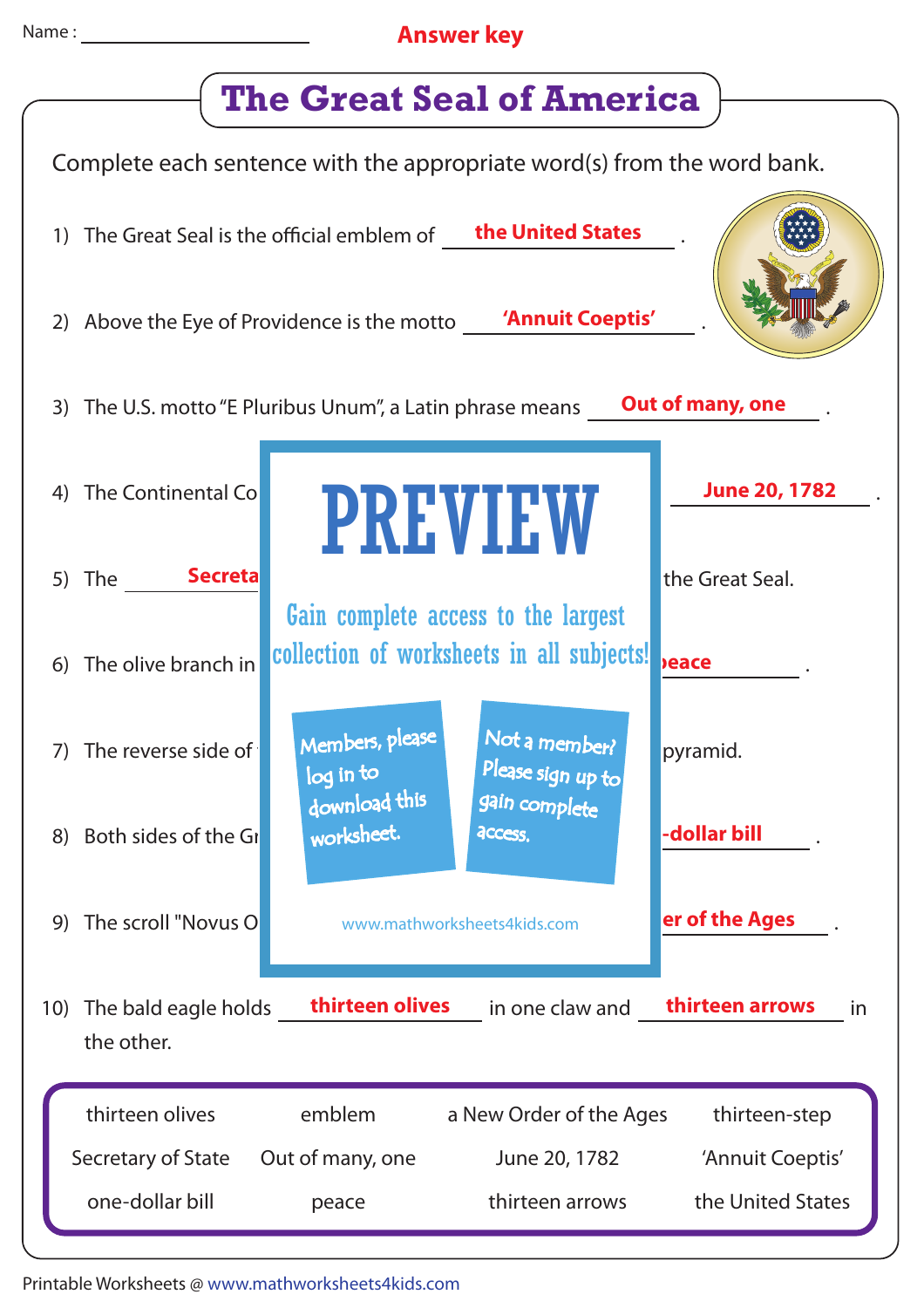Name : ______________________

**Answer key**

# The Great Seal of America

Complete each sentence with the appropriate word(s) from the word bank.

1) The Great Seal is the official emblem of **the United States** .

2) Above the Eye of Providence is the motto **'Annuit Coeptis'** .

3) The U.S. motto "E Pluribus Unum", a Latin phrase means **Out of many, one** .

4) The Continental Co **June 20, 1782** .

5) The **Secreta** the Great Seal.

6) The olive branch in **peace** .

7) The reverse side of pyramid.

8) Both sides of the Gr **-dollar bill** .

9) The scroll "Novus O **er of the Ages** .

10) The bald eagle holds **thirteen olives** in one claw and **thirteen arrows** in the other.

PREVIEW

Gain complete access to the largest collection of worksheets in all subjects!

Members, please log in to download this worksheet.

Not a member? Please sign up to gain complete access.

www.mathworksheets4kids.com

| | | | |
|---|---|---|---|
| thirteen olives | emblem | a New Order of the Ages | thirteen-step |
| Secretary of State | Out of many, one | June 20, 1782 | 'Annuit Coeptis' |
| one-dollar bill | peace | thirteen arrows | the United States |